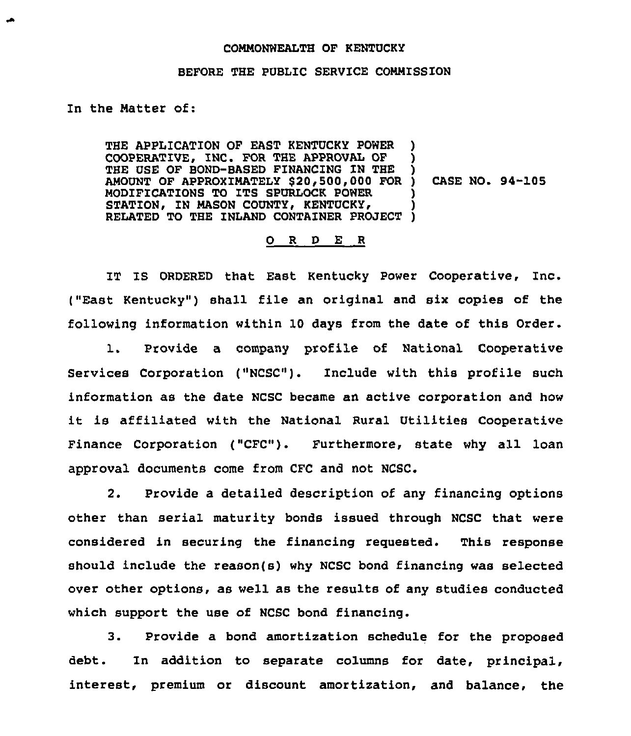COMMONWEALTH OF KENTUCKY

BEFORE THE PUBLIC SERVICE COMMISSION

In the Matter of:

| | |
|---|---|
| THE APPLICATION OF EAST KENTUCKY POWER COOPERATIVE, INC. FOR THE APPROVAL OF THE USE OF BOND-BASED FINANCING IN THE AMOUNT OF APPROXIMATELY $20,500,000 FOR MODIFICATIONS TO ITS SPURLOCK POWER STATION, IN MASON COUNTY, KENTUCKY, RELATED TO THE INLAND CONTAINER PROJECT | CASE NO. 94-105 |

O R D E R

IT IS ORDERED that East Kentucky Power Cooperative, Inc. ("East Kentucky") shall file an original and six copies of the following information within 10 days from the date of this Order.

1. Provide a company profile of National Cooperative Services Corporation ("NCSC"). Include with this profile such information as the date NCSC became an active corporation and how it is affiliated with the National Rural Utilities Cooperative Finance Corporation ("CFC"). Furthermore, state why all loan approval documents come from CFC and not NCSC.

2. Provide a detailed description of any financing options other than serial maturity bonds issued through NCSC that were considered in securing the financing requested. This response should include the reason(s) why NCSC bond financing was selected over other options, as well as the results of any studies conducted which support the use of NCSC bond financing.

3. Provide a bond amortization schedule for the proposed debt. In addition to separate columns for date, principal, interest, premium or discount amortization, and balance, the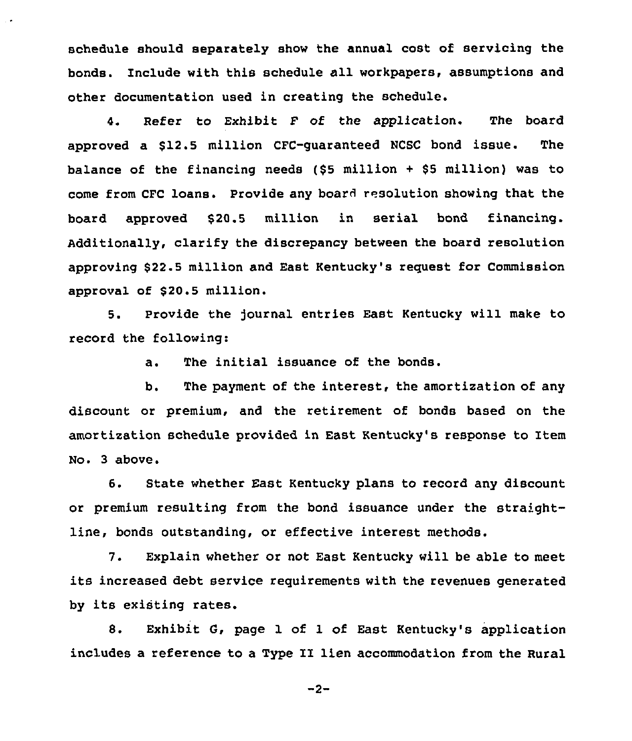schedule should separately show the annual cost of servicing the bonds. Include with this schedule all workpapers, assumptions and other documentation used in creating the schedule.

4. Refer to Exhibit F of the application. The board approved a $12.5 million CFC-guaranteed NCSC bond issue. The balance of the financing needs ($5 million + $5 million) was to come from CFC loans. Provide any board resolution showing that the board approved $20.5 million in serial bond financing. Additionally, clarify the discrepancy between the board resolution approving $22.5 million and East Kentucky's request for Commission approval of $20.5 million.

5. Provide the journal entries East Kentucky will make to record the following:

   a. The initial issuance of the bonds.

   b. The payment of the interest, the amortization of any discount or premium, and the retirement of bonds based on the amortization schedule provided in East Kentucky's response to Item No. 3 above.

6. State whether East Kentucky plans to record any discount or premium resulting from the bond issuance under the straight-line, bonds outstanding, or effective interest methods.

7. Explain whether or not East Kentucky will be able to meet its increased debt service requirements with the revenues generated by its existing rates.

8. Exhibit G, page 1 of 1 of East Kentucky's application includes a reference to a Type II lien accommodation from the Rural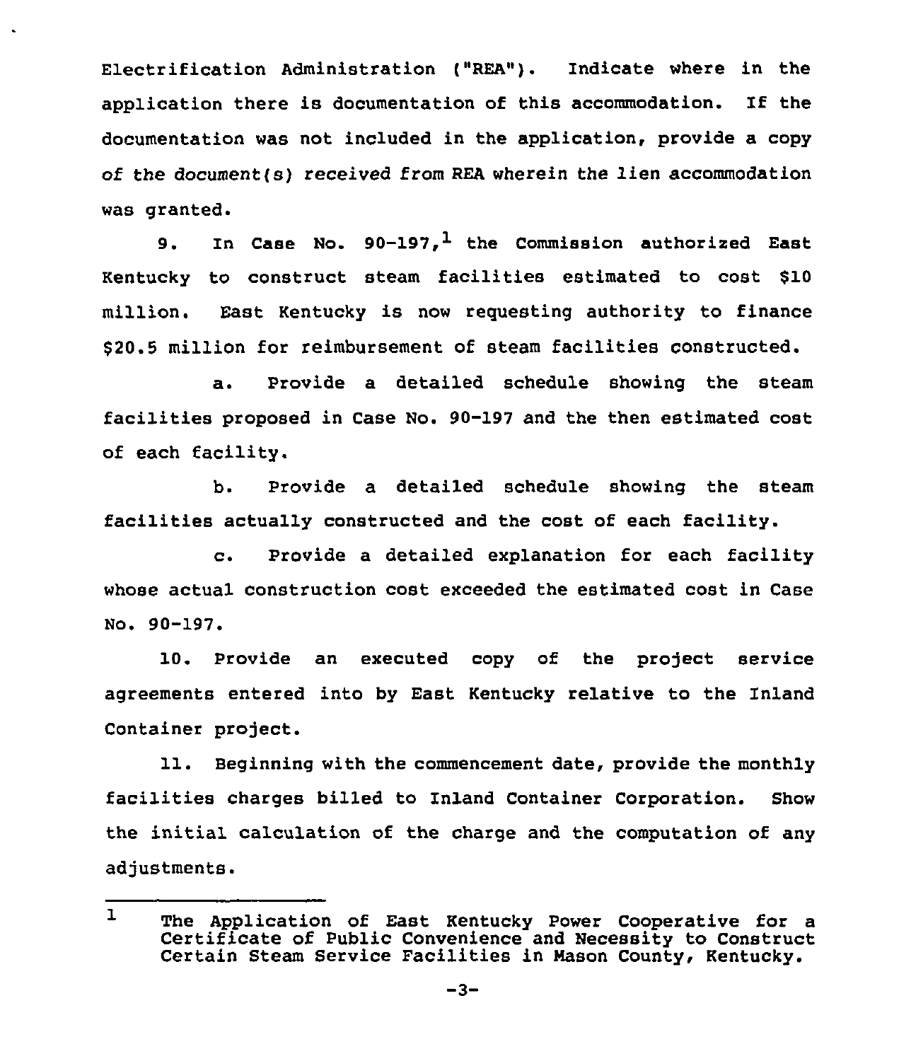Electrification Administration ("REA"). Indicate where in the application there is documentation of this accommodation. If the documentation was not included in the application, provide a copy of the document(s) received from REA wherein the lien accommodation was granted.

9. In Case No. 90-197,[1] the Commission authorized East Kentucky to construct steam facilities estimated to cost $10 million. East Kentucky is now requesting authority to finance $20.5 million for reimbursement of steam facilities constructed.

a. Provide a detailed schedule showing the steam facilities proposed in Case No. 90-197 and the then estimated cost of each facility.

b. Provide a detailed schedule showing the steam facilities actually constructed and the cost of each facility.

c. Provide a detailed explanation for each facility whose actual construction cost exceeded the estimated cost in Case No. 90-197.

10. Provide an executed copy of the project service agreements entered into by East Kentucky relative to the Inland Container project.

11. Beginning with the commencement date, provide the monthly facilities charges billed to Inland Container Corporation. Show the initial calculation of the charge and the computation of any adjustments.

---

[1] The Application of East Kentucky Power Cooperative for a Certificate of Public Convenience and Necessity to Construct Certain Steam Service Facilities in Mason County, Kentucky.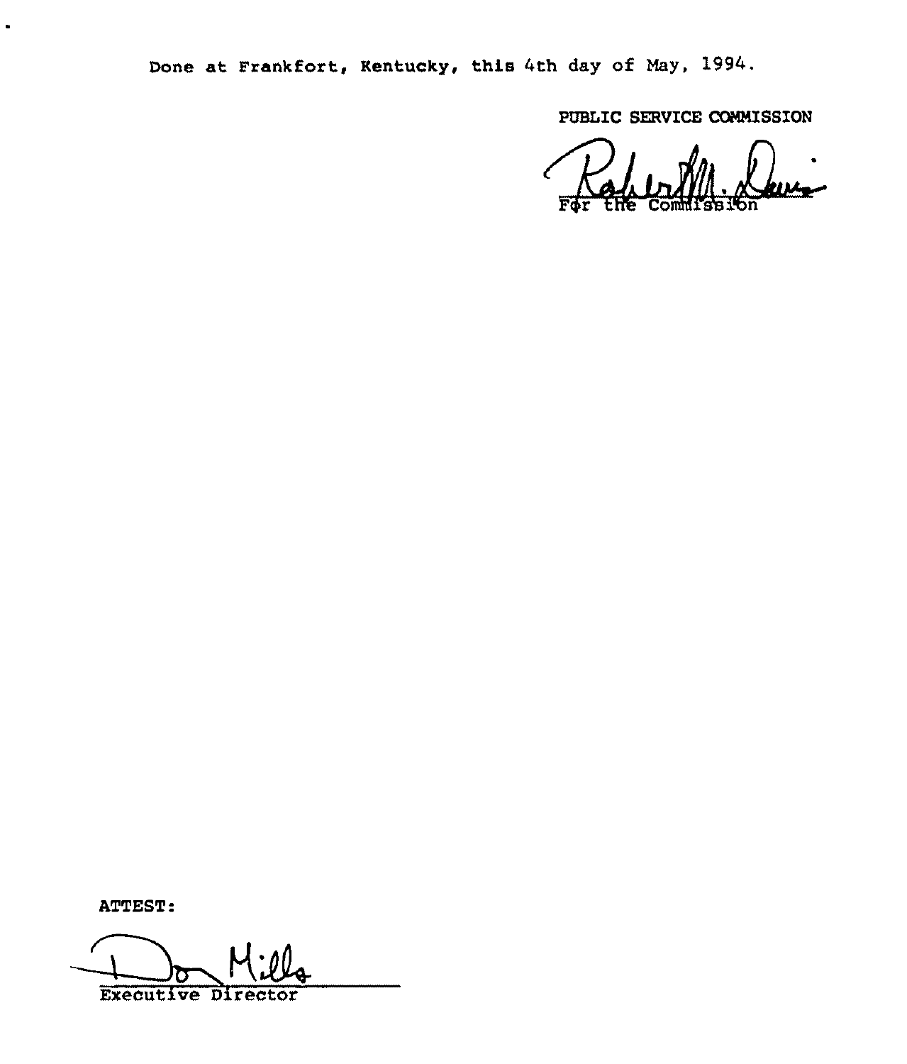Done at Frankfort, Kentucky, this 4th day of May, 1994.

PUBLIC SERVICE COMMISSION

For the Commission

ATTEST:

Executive Director